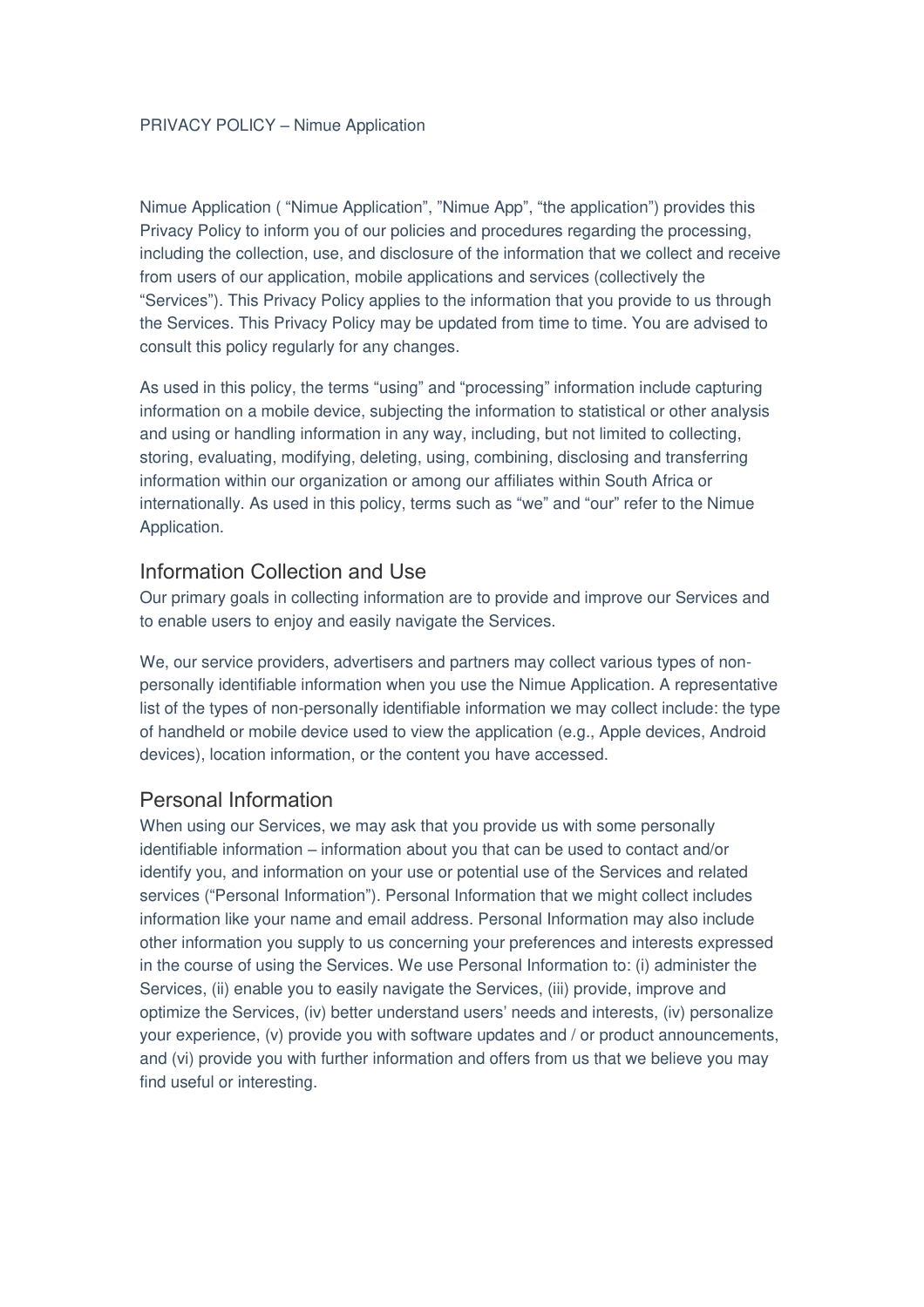# PRIVACY POLICY – Nimue Application

Nimue Application ( "Nimue Application", "Nimue App", "the application") provides this Privacy Policy to inform you of our policies and procedures regarding the processing, including the collection, use, and disclosure of the information that we collect and receive from users of our application, mobile applications and services (collectively the "Services"). This Privacy Policy applies to the information that you provide to us through the Services. This Privacy Policy may be updated from time to time. You are advised to consult this policy regularly for any changes.

As used in this policy, the terms "using" and "processing" information include capturing information on a mobile device, subjecting the information to statistical or other analysis and using or handling information in any way, including, but not limited to collecting, storing, evaluating, modifying, deleting, using, combining, disclosing and transferring information within our organization or among our affiliates within South Africa or internationally. As used in this policy, terms such as "we" and "our" refer to the Nimue Application.

## Information Collection and Use

Our primary goals in collecting information are to provide and improve our Services and to enable users to enjoy and easily navigate the Services.

We, our service providers, advertisers and partners may collect various types of non-personally identifiable information when you use the Nimue Application. A representative list of the types of non-personally identifiable information we may collect include: the type of handheld or mobile device used to view the application (e.g., Apple devices, Android devices), location information, or the content you have accessed.

## Personal Information

When using our Services, we may ask that you provide us with some personally identifiable information – information about you that can be used to contact and/or identify you, and information on your use or potential use of the Services and related services ("Personal Information"). Personal Information that we might collect includes information like your name and email address. Personal Information may also include other information you supply to us concerning your preferences and interests expressed in the course of using the Services. We use Personal Information to: (i) administer the Services, (ii) enable you to easily navigate the Services, (iii) provide, improve and optimize the Services, (iv) better understand users' needs and interests, (iv) personalize your experience, (v) provide you with software updates and / or product announcements, and (vi) provide you with further information and offers from us that we believe you may find useful or interesting.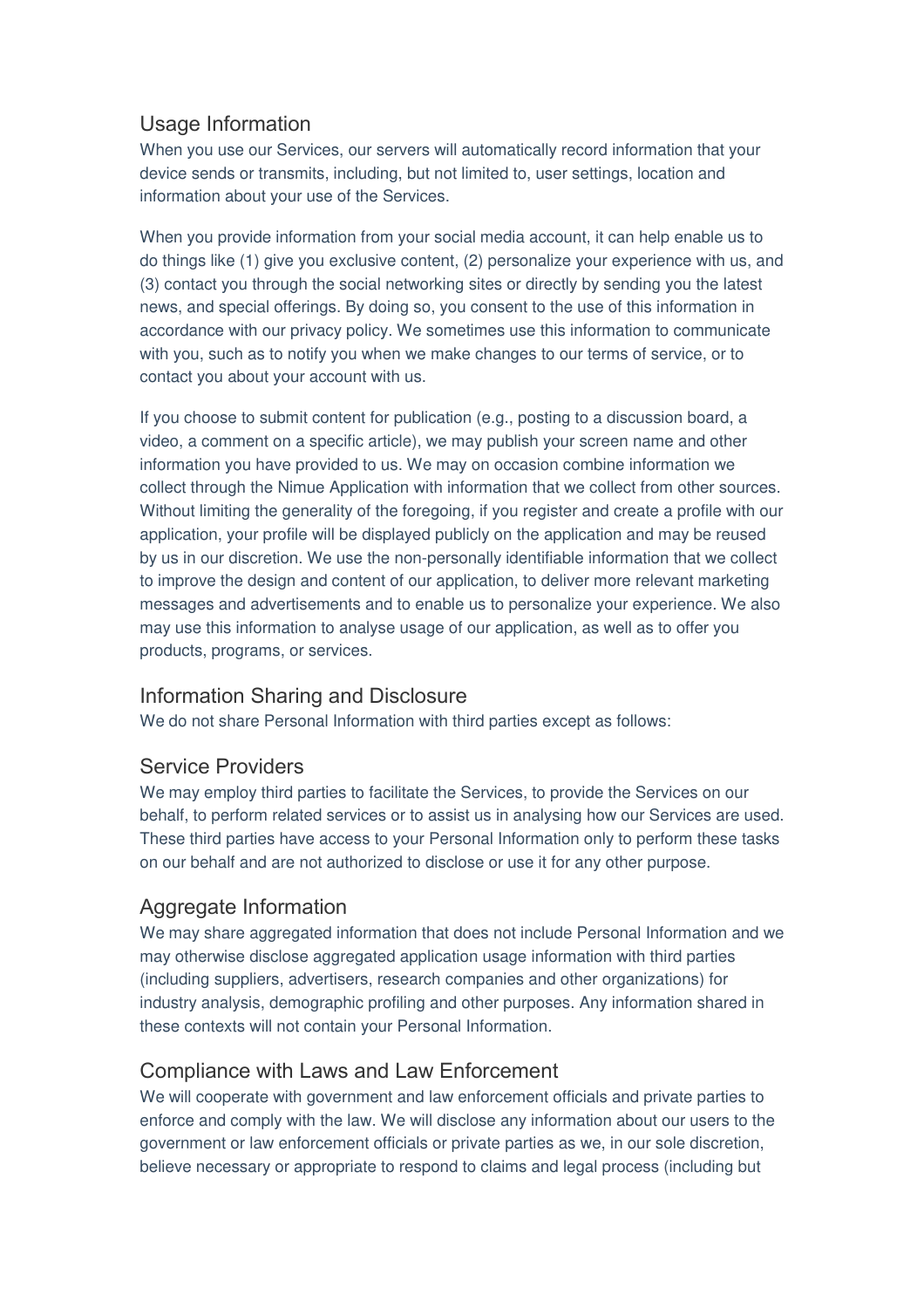## Usage Information

When you use our Services, our servers will automatically record information that your device sends or transmits, including, but not limited to, user settings, location and information about your use of the Services.

When you provide information from your social media account, it can help enable us to do things like (1) give you exclusive content, (2) personalize your experience with us, and (3) contact you through the social networking sites or directly by sending you the latest news, and special offerings. By doing so, you consent to the use of this information in accordance with our privacy policy. We sometimes use this information to communicate with you, such as to notify you when we make changes to our terms of service, or to contact you about your account with us.

If you choose to submit content for publication (e.g., posting to a discussion board, a video, a comment on a specific article), we may publish your screen name and other information you have provided to us. We may on occasion combine information we collect through the Nimue Application with information that we collect from other sources. Without limiting the generality of the foregoing, if you register and create a profile with our application, your profile will be displayed publicly on the application and may be reused by us in our discretion. We use the non-personally identifiable information that we collect to improve the design and content of our application, to deliver more relevant marketing messages and advertisements and to enable us to personalize your experience. We also may use this information to analyse usage of our application, as well as to offer you products, programs, or services.

## Information Sharing and Disclosure

We do not share Personal Information with third parties except as follows:

## Service Providers

We may employ third parties to facilitate the Services, to provide the Services on our behalf, to perform related services or to assist us in analysing how our Services are used. These third parties have access to your Personal Information only to perform these tasks on our behalf and are not authorized to disclose or use it for any other purpose.

## Aggregate Information

We may share aggregated information that does not include Personal Information and we may otherwise disclose aggregated application usage information with third parties (including suppliers, advertisers, research companies and other organizations) for industry analysis, demographic profiling and other purposes. Any information shared in these contexts will not contain your Personal Information.

## Compliance with Laws and Law Enforcement

We will cooperate with government and law enforcement officials and private parties to enforce and comply with the law. We will disclose any information about our users to the government or law enforcement officials or private parties as we, in our sole discretion, believe necessary or appropriate to respond to claims and legal process (including but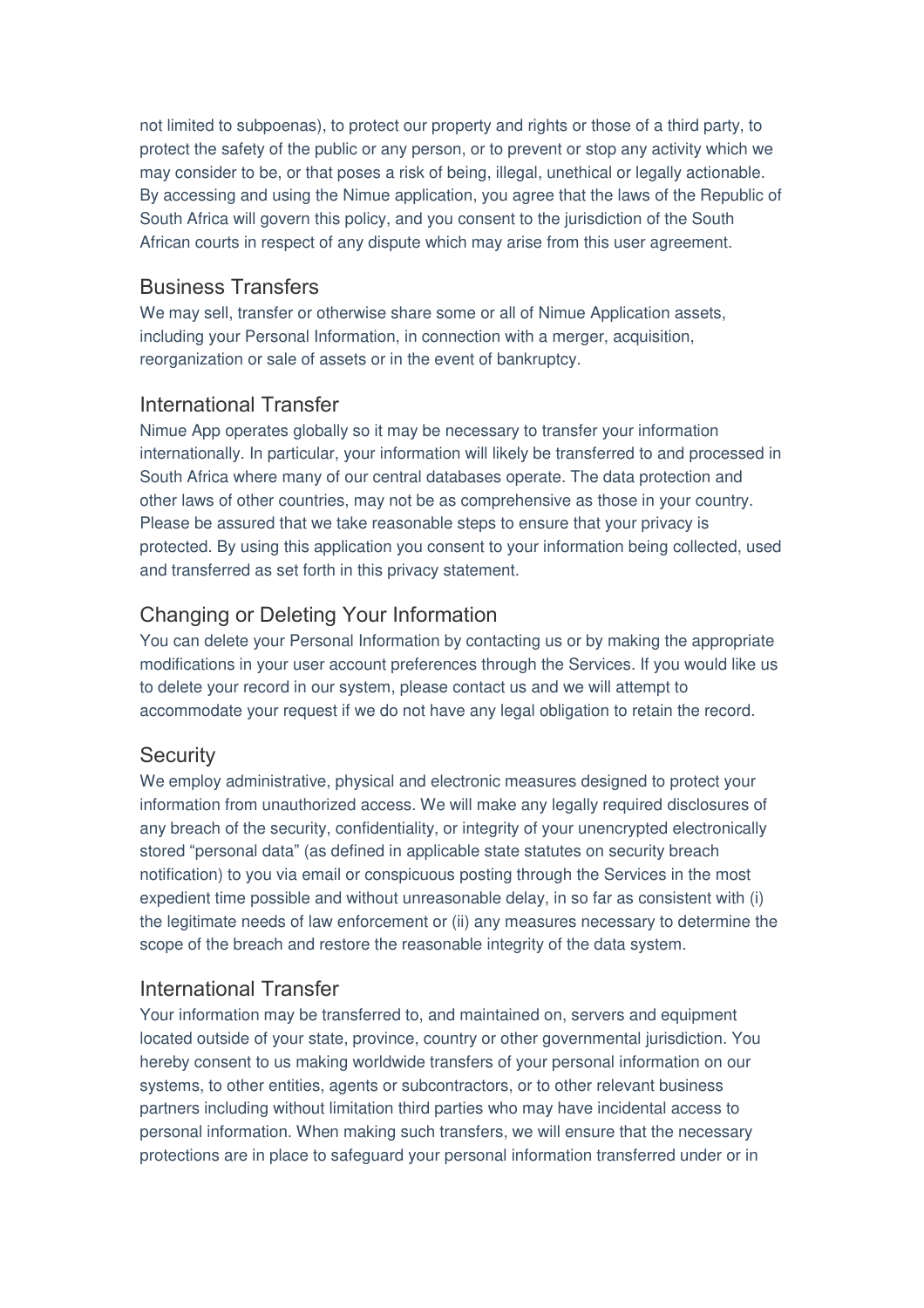not limited to subpoenas), to protect our property and rights or those of a third party, to protect the safety of the public or any person, or to prevent or stop any activity which we may consider to be, or that poses a risk of being, illegal, unethical or legally actionable. By accessing and using the Nimue application, you agree that the laws of the Republic of South Africa will govern this policy, and you consent to the jurisdiction of the South African courts in respect of any dispute which may arise from this user agreement.

## Business Transfers

We may sell, transfer or otherwise share some or all of Nimue Application assets, including your Personal Information, in connection with a merger, acquisition, reorganization or sale of assets or in the event of bankruptcy.

## International Transfer

Nimue App operates globally so it may be necessary to transfer your information internationally. In particular, your information will likely be transferred to and processed in South Africa where many of our central databases operate. The data protection and other laws of other countries, may not be as comprehensive as those in your country. Please be assured that we take reasonable steps to ensure that your privacy is protected. By using this application you consent to your information being collected, used and transferred as set forth in this privacy statement.

## Changing or Deleting Your Information

You can delete your Personal Information by contacting us or by making the appropriate modifications in your user account preferences through the Services. If you would like us to delete your record in our system, please contact us and we will attempt to accommodate your request if we do not have any legal obligation to retain the record.

## Security

We employ administrative, physical and electronic measures designed to protect your information from unauthorized access. We will make any legally required disclosures of any breach of the security, confidentiality, or integrity of your unencrypted electronically stored "personal data" (as defined in applicable state statutes on security breach notification) to you via email or conspicuous posting through the Services in the most expedient time possible and without unreasonable delay, in so far as consistent with (i) the legitimate needs of law enforcement or (ii) any measures necessary to determine the scope of the breach and restore the reasonable integrity of the data system.

## International Transfer

Your information may be transferred to, and maintained on, servers and equipment located outside of your state, province, country or other governmental jurisdiction. You hereby consent to us making worldwide transfers of your personal information on our systems, to other entities, agents or subcontractors, or to other relevant business partners including without limitation third parties who may have incidental access to personal information. When making such transfers, we will ensure that the necessary protections are in place to safeguard your personal information transferred under or in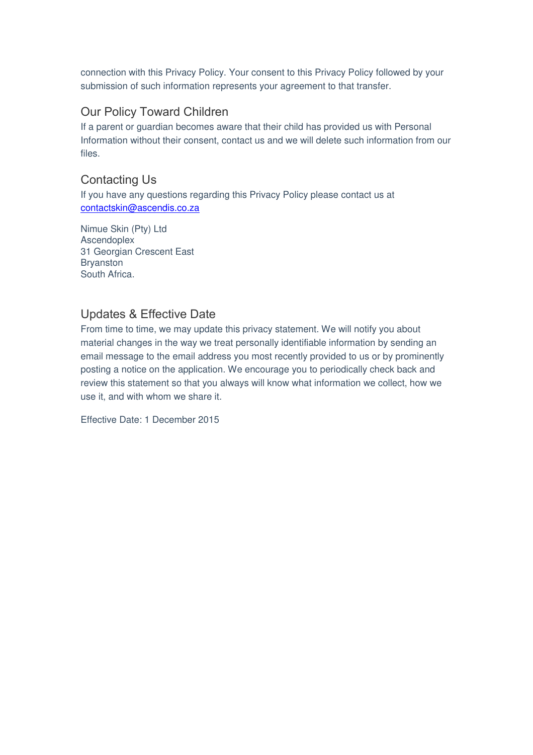connection with this Privacy Policy. Your consent to this Privacy Policy followed by your submission of such information represents your agreement to that transfer.

## Our Policy Toward Children

If a parent or guardian becomes aware that their child has provided us with Personal Information without their consent, contact us and we will delete such information from our files.

## Contacting Us

If you have any questions regarding this Privacy Policy please contact us at contactskin@ascendis.co.za

Nimue Skin (Pty) Ltd  
Ascendoplex  
31 Georgian Crescent East  
Bryanston  
South Africa.

## Updates & Effective Date

From time to time, we may update this privacy statement. We will notify you about material changes in the way we treat personally identifiable information by sending an email message to the email address you most recently provided to us or by prominently posting a notice on the application. We encourage you to periodically check back and review this statement so that you always will know what information we collect, how we use it, and with whom we share it.

Effective Date: 1 December 2015